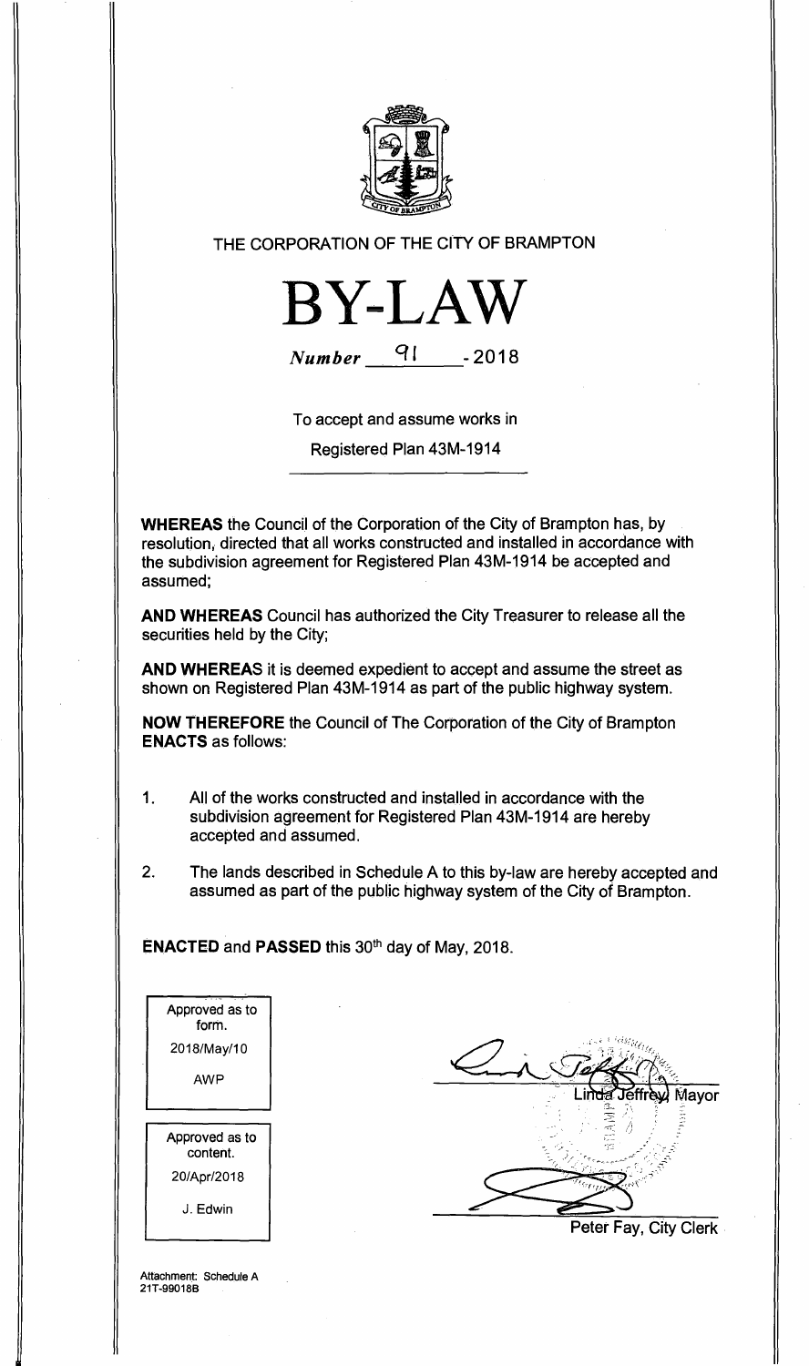THE CORPORATION OF THE CITY OF BRAMPTON

# BY-LAW

*Number* 91 - 2018

To accept and assume works in

Registered Plan 43M-1914

**WHEREAS** the Council of the Corporation of the City of Brampton has, by resolution, directed that all works constructed and installed in accordance with the subdivision agreement for Registered Plan 43M-1914 be accepted and assumed;

**AND WHEREAS** Council has authorized the City Treasurer to release all the securities held by the City;

**AND WHEREAS** it is deemed expedient to accept and assume the street as shown on Registered Plan 43M-1914 as part of the public highway system.

**NOW THEREFORE** the Council of The Corporation of the City of Brampton **ENACTS** as follows:

1. All of the works constructed and installed in accordance with the subdivision agreement for Registered Plan 43M-1914 are hereby accepted and assumed.

2. The lands described in Schedule A to this by-law are hereby accepted and assumed as part of the public highway system of the City of Brampton.

**ENACTED** and **PASSED** this 30th day of May, 2018.

Approved as to form.
2018/May/10
AWP

Approved as to content.
20/Apr/2018
J. Edwin

Linda Jeffrey, Mayor

Peter Fay, City Clerk

Attachment: Schedule A
21T-99018B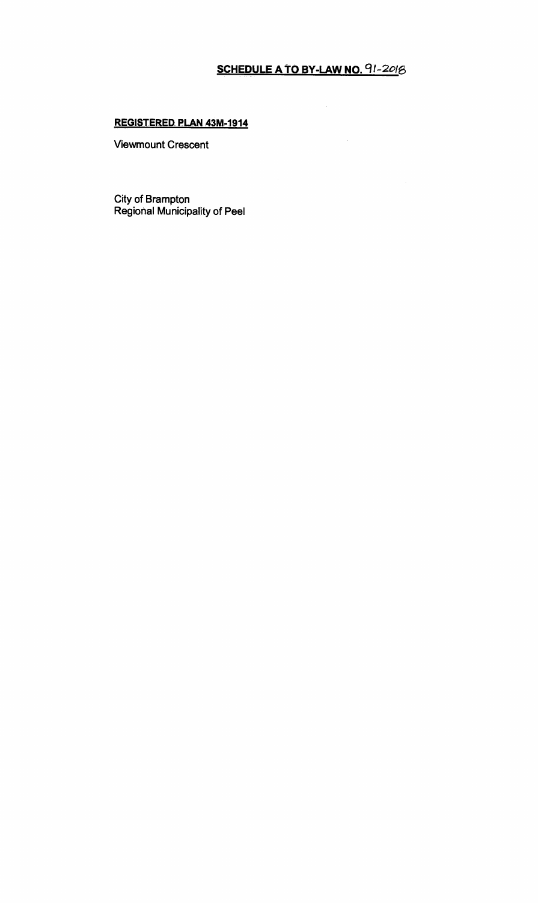**SCHEDULE A TO BY-LAW NO. 91-2018**

**REGISTERED PLAN 43M-1914**

Viewmount Crescent

City of Brampton
Regional Municipality of Peel